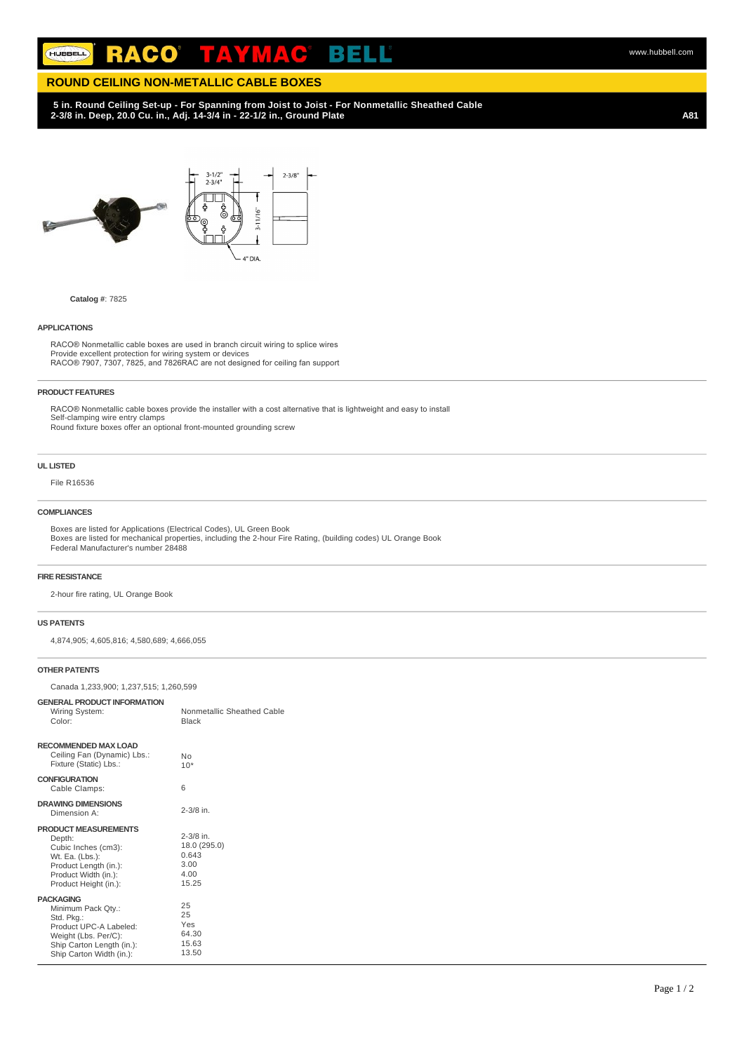HUBBELL RACO TAYMAC BELL

www.hubbell.com

## ROUND CEILING NON-METALLIC CABLE BOXES

**5 in. Round Ceiling Set-up - For Spanning from Joist to Joist - For Nonmetallic Sheathed Cable 2-3/8 in. Deep, 20.0 Cu. in., Adj. 14-3/4 in - 22-1/2 in., Ground Plate** **A81**

**Catalog #**: 7825

### APPLICATIONS

RACO® Nonmetallic cable boxes are used in branch circuit wiring to splice wires
Provide excellent protection for wiring system or devices
RACO® 7907, 7307, 7825, and 7826RAC are not designed for ceiling fan support

### PRODUCT FEATURES

RACO® Nonmetallic cable boxes provide the installer with a cost alternative that is lightweight and easy to install
Self-clamping wire entry clamps
Round fixture boxes offer an optional front-mounted grounding screw

### UL LISTED

File R16536

### COMPLIANCES

Boxes are listed for Applications (Electrical Codes), UL Green Book
Boxes are listed for mechanical properties, including the 2-hour Fire Rating, (building codes) UL Orange Book
Federal Manufacturer's number 28488

### FIRE RESISTANCE

2-hour fire rating, UL Orange Book

### US PATENTS

4,874,905; 4,605,816; 4,580,689; 4,666,055

### OTHER PATENTS

Canada 1,233,900; 1,237,515; 1,260,599

**GENERAL PRODUCT INFORMATION**

| | |
|---|---|
| Wiring System: | Nonmetallic Sheathed Cable |
| Color: | Black |

**RECOMMENDED MAX LOAD**

| | |
|---|---|
| Ceiling Fan (Dynamic) Lbs.: | No |
| Fixture (Static) Lbs.: | 10* |

**CONFIGURATION**

| | |
|---|---|
| Cable Clamps: | 6 |

**DRAWING DIMENSIONS**

| | |
|---|---|
| Dimension A: | 2-3/8 in. |

**PRODUCT MEASUREMENTS**

| | |
|---|---|
| Depth: | 2-3/8 in. |
| Cubic Inches (cm3): | 18.0 (295.0) |
| Wt. Ea. (Lbs.): | 0.643 |
| Product Length (in.): | 3.00 |
| Product Width (in.): | 4.00 |
| Product Height (in.): | 15.25 |

**PACKAGING**

| | |
|---|---|
| Minimum Pack Qty.: | 25 |
| Std. Pkg.: | 25 |
| Product UPC-A Labeled: | Yes |
| Weight (Lbs. Per/C): | 64.30 |
| Ship Carton Length (in.): | 15.63 |
| Ship Carton Width (in.): | 13.50 |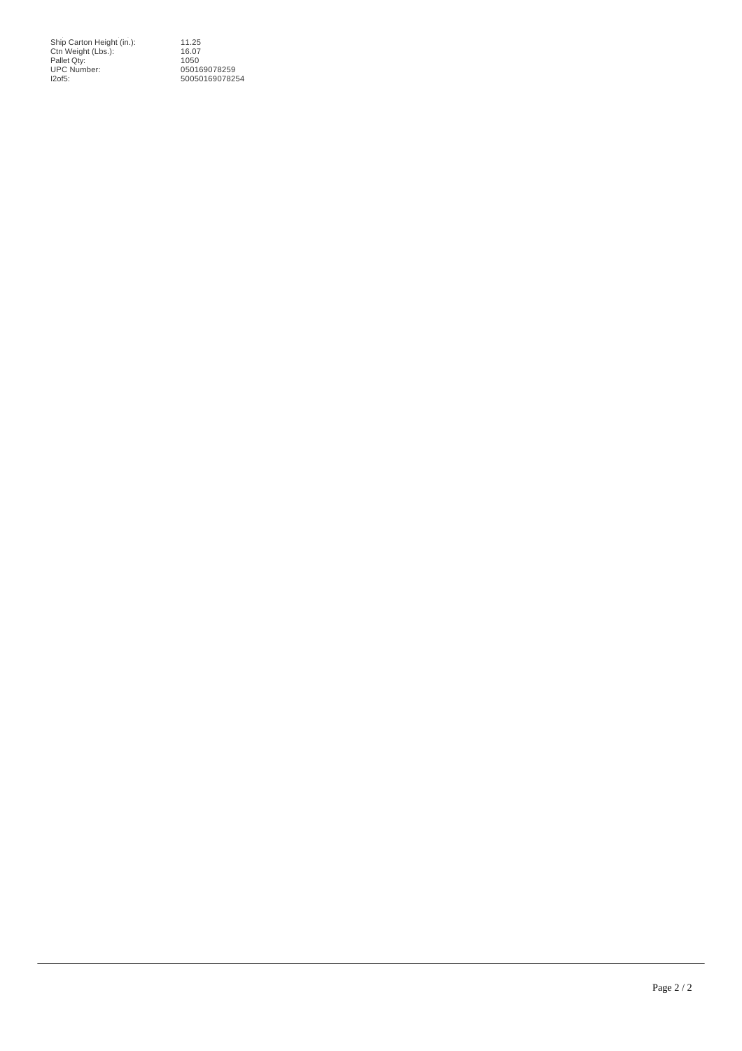| | |
|---|---|
| Ship Carton Height (in.): | 11.25 |
| Ctn Weight (Lbs.): | 16.07 |
| Pallet Qty: | 1050 |
| UPC Number: | 050169078259 |
| I2of5: | 50050169078254 |